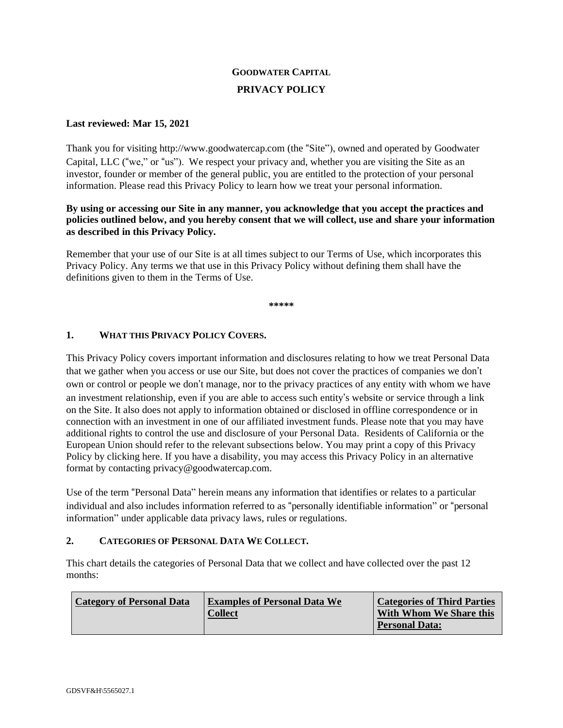# GOODWATER CAPITAL

## PRIVACY POLICY

**Last reviewed: Mar 15, 2021**

Thank you for visiting http://www.goodwatercap.com (the "Site"), owned and operated by Goodwater Capital, LLC ("we," or "us"). We respect your privacy and, whether you are visiting the Site as an investor, founder or member of the general public, you are entitled to the protection of your personal information. Please read this Privacy Policy to learn how we treat your personal information.

**By using or accessing our Site in any manner, you acknowledge that you accept the practices and policies outlined below, and you hereby consent that we will collect, use and share your information as described in this Privacy Policy.**

Remember that your use of our Site is at all times subject to our Terms of Use, which incorporates this Privacy Policy. Any terms we that use in this Privacy Policy without defining them shall have the definitions given to them in the Terms of Use.

\*\*\*\*\*

### 1. WHAT THIS PRIVACY POLICY COVERS.

This Privacy Policy covers important information and disclosures relating to how we treat Personal Data that we gather when you access or use our Site, but does not cover the practices of companies we don't own or control or people we don't manage, nor to the privacy practices of any entity with whom we have an investment relationship, even if you are able to access such entity's website or service through a link on the Site. It also does not apply to information obtained or disclosed in offline correspondence or in connection with an investment in one of our affiliated investment funds. Please note that you may have additional rights to control the use and disclosure of your Personal Data. Residents of California or the European Union should refer to the relevant subsections below. You may print a copy of this Privacy Policy by clicking here. If you have a disability, you may access this Privacy Policy in an alternative format by contacting privacy@goodwatercap.com.

Use of the term "Personal Data" herein means any information that identifies or relates to a particular individual and also includes information referred to as "personally identifiable information" or "personal information" under applicable data privacy laws, rules or regulations.

### 2. CATEGORIES OF PERSONAL DATA WE COLLECT.

This chart details the categories of Personal Data that we collect and have collected over the past 12 months:

| Category of Personal Data | Examples of Personal Data We Collect | Categories of Third Parties With Whom We Share this Personal Data: |
|---|---|---|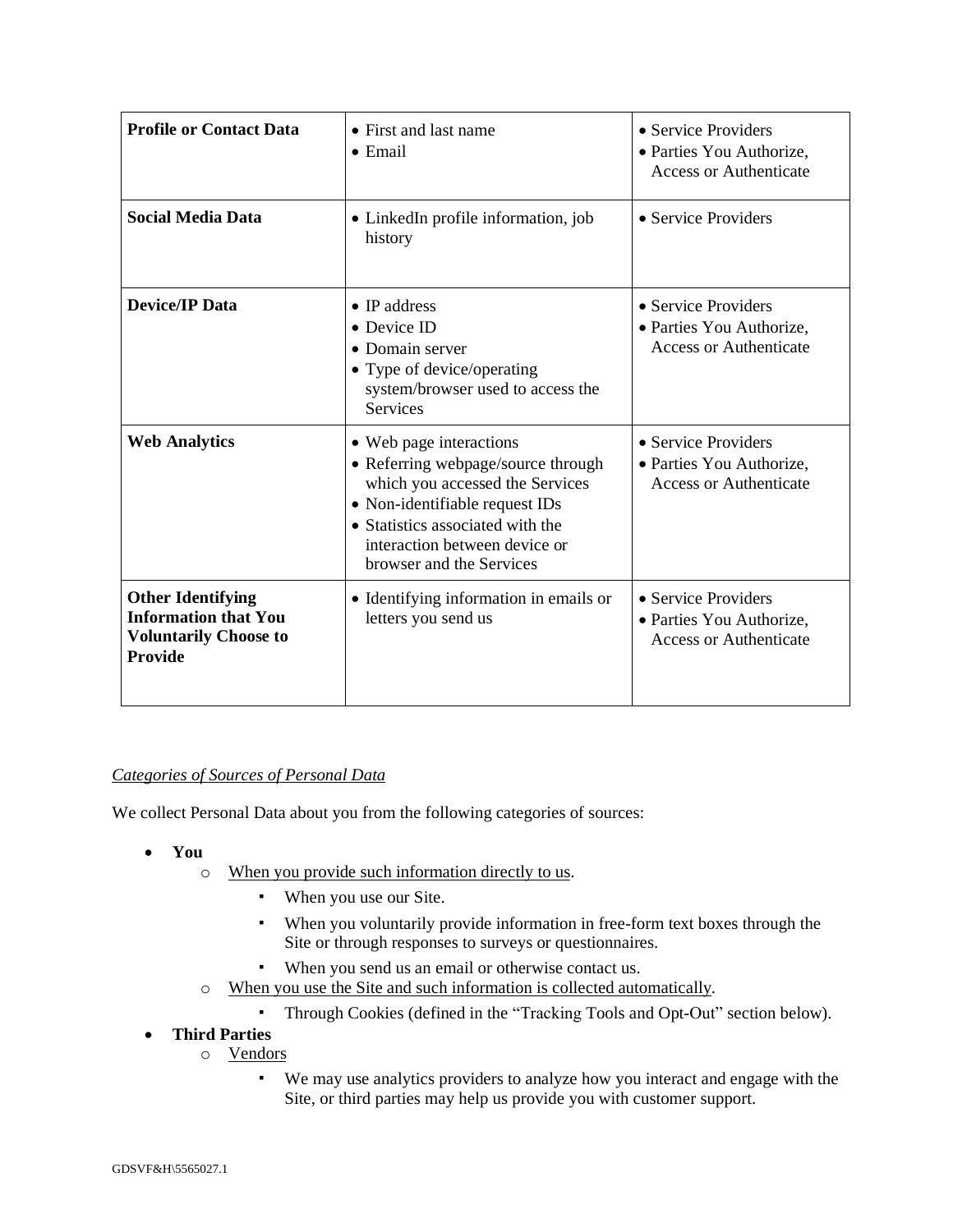| Profile or Contact Data | • First and last name<br>• Email | • Service Providers<br>• Parties You Authorize, Access or Authenticate |
|---|---|---|
| **Social Media Data** | • LinkedIn profile information, job history | • Service Providers |
| **Device/IP Data** | • IP address<br>• Device ID<br>• Domain server<br>• Type of device/operating system/browser used to access the Services | • Service Providers<br>• Parties You Authorize, Access or Authenticate |
| **Web Analytics** | • Web page interactions<br>• Referring webpage/source through which you accessed the Services<br>• Non-identifiable request IDs<br>• Statistics associated with the interaction between device or browser and the Services | • Service Providers<br>• Parties You Authorize, Access or Authenticate |
| **Other Identifying Information that You Voluntarily Choose to Provide** | • Identifying information in emails or letters you send us | • Service Providers<br>• Parties You Authorize, Access or Authenticate |

*Categories of Sources of Personal Data*

We collect Personal Data about you from the following categories of sources:

- **You**
  - When you provide such information directly to us.
    - When you use our Site.
    - When you voluntarily provide information in free-form text boxes through the Site or through responses to surveys or questionnaires.
    - When you send us an email or otherwise contact us.
  - When you use the Site and such information is collected automatically.
    - Through Cookies (defined in the "Tracking Tools and Opt-Out" section below).
- **Third Parties**
  - Vendors
    - We may use analytics providers to analyze how you interact and engage with the Site, or third parties may help us provide you with customer support.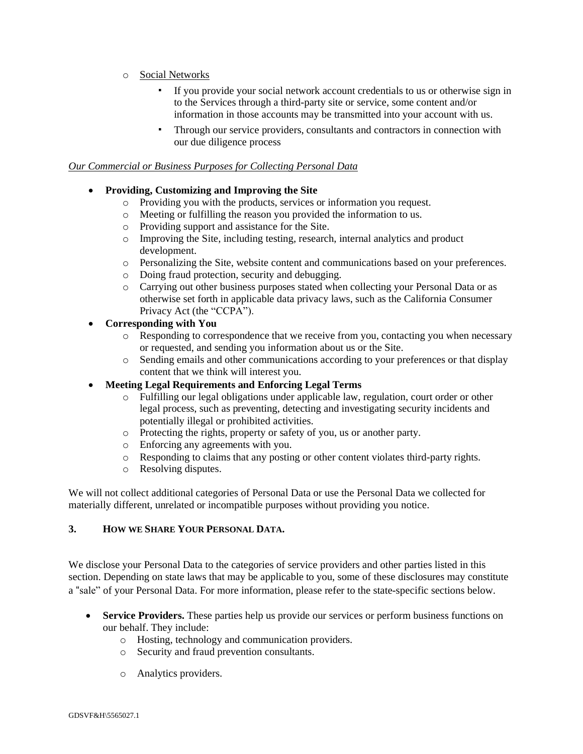- Social Networks
  - If you provide your social network account credentials to us or otherwise sign in to the Services through a third-party site or service, some content and/or information in those accounts may be transmitted into your account with us.
  - Through our service providers, consultants and contractors in connection with our due diligence process

*Our Commercial or Business Purposes for Collecting Personal Data*

- **Providing, Customizing and Improving the Site**
  - Providing you with the products, services or information you request.
  - Meeting or fulfilling the reason you provided the information to us.
  - Providing support and assistance for the Site.
  - Improving the Site, including testing, research, internal analytics and product development.
  - Personalizing the Site, website content and communications based on your preferences.
  - Doing fraud protection, security and debugging.
  - Carrying out other business purposes stated when collecting your Personal Data or as otherwise set forth in applicable data privacy laws, such as the California Consumer Privacy Act (the "CCPA").
- **Corresponding with You**
  - Responding to correspondence that we receive from you, contacting you when necessary or requested, and sending you information about us or the Site.
  - Sending emails and other communications according to your preferences or that display content that we think will interest you.
- **Meeting Legal Requirements and Enforcing Legal Terms**
  - Fulfilling our legal obligations under applicable law, regulation, court order or other legal process, such as preventing, detecting and investigating security incidents and potentially illegal or prohibited activities.
  - Protecting the rights, property or safety of you, us or another party.
  - Enforcing any agreements with you.
  - Responding to claims that any posting or other content violates third-party rights.
  - Resolving disputes.

We will not collect additional categories of Personal Data or use the Personal Data we collected for materially different, unrelated or incompatible purposes without providing you notice.

## 3. HOW WE SHARE YOUR PERSONAL DATA.

We disclose your Personal Data to the categories of service providers and other parties listed in this section. Depending on state laws that may be applicable to you, some of these disclosures may constitute a "sale" of your Personal Data. For more information, please refer to the state-specific sections below.

- **Service Providers.** These parties help us provide our services or perform business functions on our behalf. They include:
  - Hosting, technology and communication providers.
  - Security and fraud prevention consultants.
  - Analytics providers.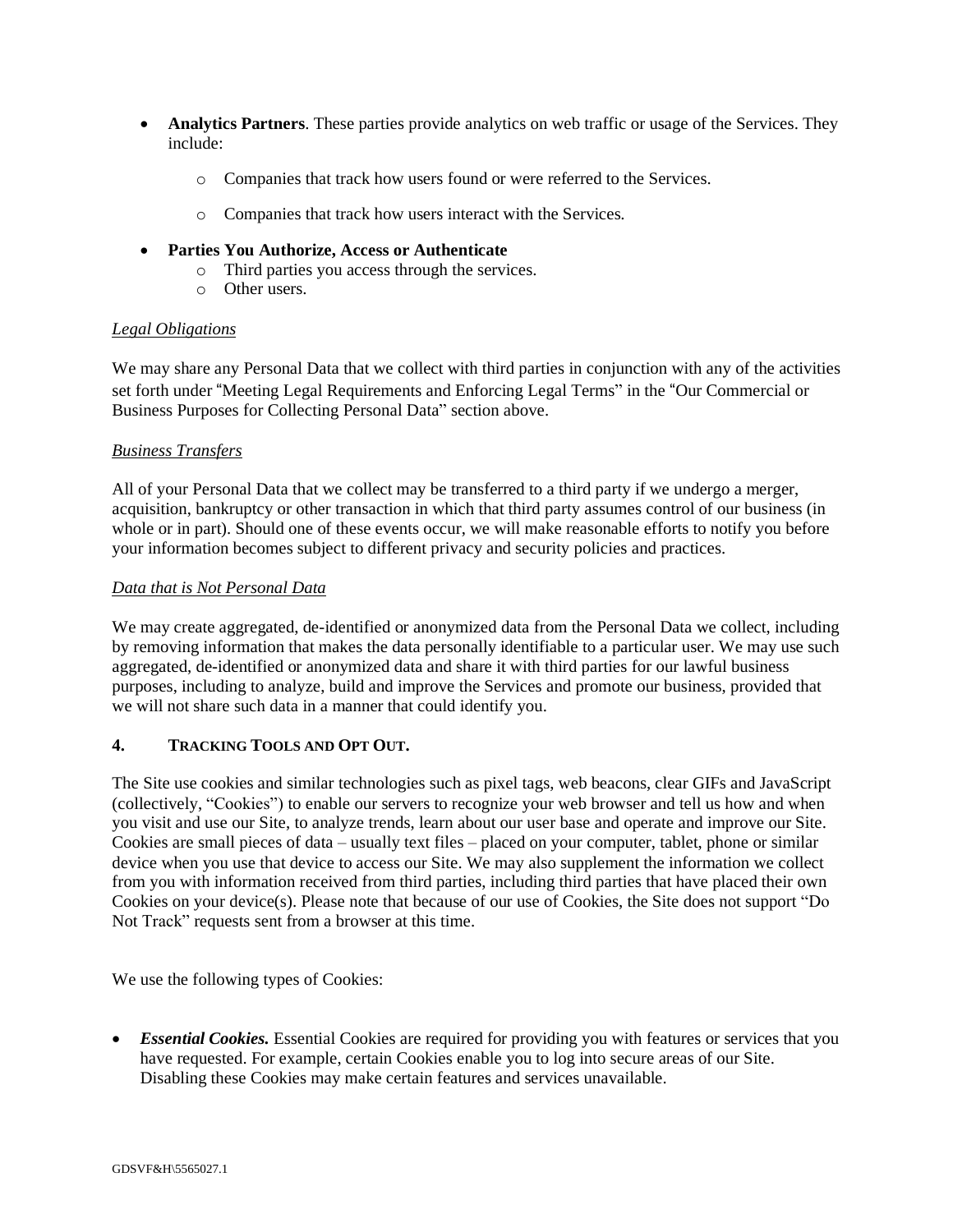- **Analytics Partners**. These parties provide analytics on web traffic or usage of the Services. They include:
  - Companies that track how users found or were referred to the Services.
  - Companies that track how users interact with the Services.
- **Parties You Authorize, Access or Authenticate**
  - Third parties you access through the services.
  - Other users.

*Legal Obligations*

We may share any Personal Data that we collect with third parties in conjunction with any of the activities set forth under "Meeting Legal Requirements and Enforcing Legal Terms" in the "Our Commercial or Business Purposes for Collecting Personal Data" section above.

*Business Transfers*

All of your Personal Data that we collect may be transferred to a third party if we undergo a merger, acquisition, bankruptcy or other transaction in which that third party assumes control of our business (in whole or in part). Should one of these events occur, we will make reasonable efforts to notify you before your information becomes subject to different privacy and security policies and practices.

*Data that is Not Personal Data*

We may create aggregated, de-identified or anonymized data from the Personal Data we collect, including by removing information that makes the data personally identifiable to a particular user. We may use such aggregated, de-identified or anonymized data and share it with third parties for our lawful business purposes, including to analyze, build and improve the Services and promote our business, provided that we will not share such data in a manner that could identify you.

## 4. TRACKING TOOLS AND OPT OUT.

The Site use cookies and similar technologies such as pixel tags, web beacons, clear GIFs and JavaScript (collectively, "Cookies") to enable our servers to recognize your web browser and tell us how and when you visit and use our Site, to analyze trends, learn about our user base and operate and improve our Site. Cookies are small pieces of data – usually text files – placed on your computer, tablet, phone or similar device when you use that device to access our Site. We may also supplement the information we collect from you with information received from third parties, including third parties that have placed their own Cookies on your device(s). Please note that because of our use of Cookies, the Site does not support "Do Not Track" requests sent from a browser at this time.

We use the following types of Cookies:

- ***Essential Cookies.*** Essential Cookies are required for providing you with features or services that you have requested. For example, certain Cookies enable you to log into secure areas of our Site. Disabling these Cookies may make certain features and services unavailable.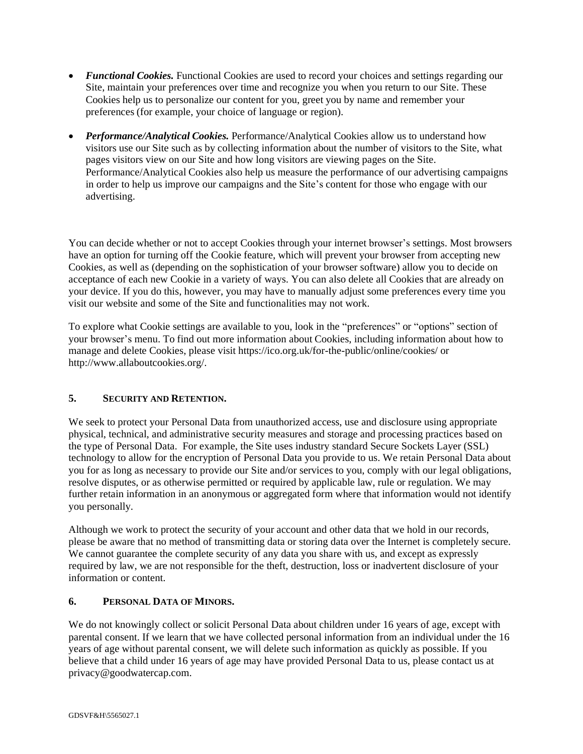- ***Functional Cookies.*** Functional Cookies are used to record your choices and settings regarding our Site, maintain your preferences over time and recognize you when you return to our Site. These Cookies help us to personalize our content for you, greet you by name and remember your preferences (for example, your choice of language or region).
- ***Performance/Analytical Cookies.*** Performance/Analytical Cookies allow us to understand how visitors use our Site such as by collecting information about the number of visitors to the Site, what pages visitors view on our Site and how long visitors are viewing pages on the Site. Performance/Analytical Cookies also help us measure the performance of our advertising campaigns in order to help us improve our campaigns and the Site's content for those who engage with our advertising.

You can decide whether or not to accept Cookies through your internet browser's settings. Most browsers have an option for turning off the Cookie feature, which will prevent your browser from accepting new Cookies, as well as (depending on the sophistication of your browser software) allow you to decide on acceptance of each new Cookie in a variety of ways. You can also delete all Cookies that are already on your device. If you do this, however, you may have to manually adjust some preferences every time you visit our website and some of the Site and functionalities may not work.

To explore what Cookie settings are available to you, look in the "preferences" or "options" section of your browser's menu. To find out more information about Cookies, including information about how to manage and delete Cookies, please visit https://ico.org.uk/for-the-public/online/cookies/ or http://www.allaboutcookies.org/.

## 5. SECURITY AND RETENTION.

We seek to protect your Personal Data from unauthorized access, use and disclosure using appropriate physical, technical, and administrative security measures and storage and processing practices based on the type of Personal Data. For example, the Site uses industry standard Secure Sockets Layer (SSL) technology to allow for the encryption of Personal Data you provide to us. We retain Personal Data about you for as long as necessary to provide our Site and/or services to you, comply with our legal obligations, resolve disputes, or as otherwise permitted or required by applicable law, rule or regulation. We may further retain information in an anonymous or aggregated form where that information would not identify you personally.

Although we work to protect the security of your account and other data that we hold in our records, please be aware that no method of transmitting data or storing data over the Internet is completely secure. We cannot guarantee the complete security of any data you share with us, and except as expressly required by law, we are not responsible for the theft, destruction, loss or inadvertent disclosure of your information or content.

## 6. PERSONAL DATA OF MINORS.

We do not knowingly collect or solicit Personal Data about children under 16 years of age, except with parental consent. If we learn that we have collected personal information from an individual under the 16 years of age without parental consent, we will delete such information as quickly as possible. If you believe that a child under 16 years of age may have provided Personal Data to us, please contact us at privacy@goodwatercap.com.

GDSVF&H\5565027.1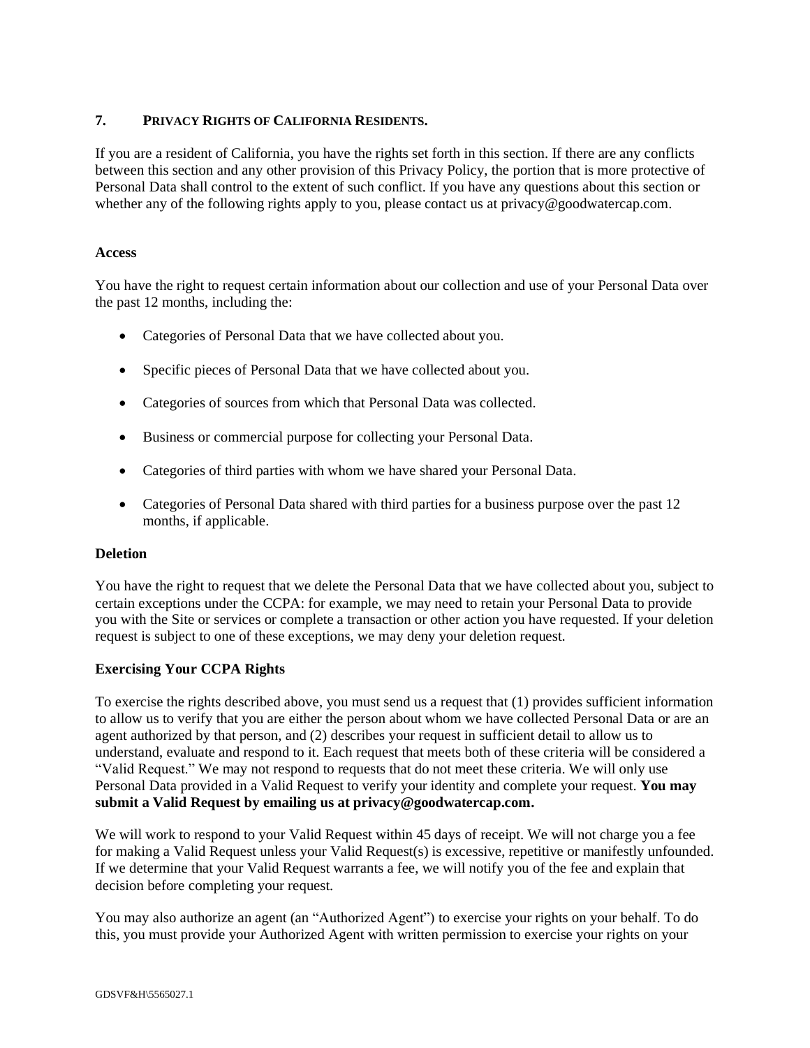## 7. PRIVACY RIGHTS OF CALIFORNIA RESIDENTS.

If you are a resident of California, you have the rights set forth in this section. If there are any conflicts between this section and any other provision of this Privacy Policy, the portion that is more protective of Personal Data shall control to the extent of such conflict. If you have any questions about this section or whether any of the following rights apply to you, please contact us at privacy@goodwatercap.com.

### Access

You have the right to request certain information about our collection and use of your Personal Data over the past 12 months, including the:

- Categories of Personal Data that we have collected about you.
- Specific pieces of Personal Data that we have collected about you.
- Categories of sources from which that Personal Data was collected.
- Business or commercial purpose for collecting your Personal Data.
- Categories of third parties with whom we have shared your Personal Data.
- Categories of Personal Data shared with third parties for a business purpose over the past 12 months, if applicable.

### Deletion

You have the right to request that we delete the Personal Data that we have collected about you, subject to certain exceptions under the CCPA: for example, we may need to retain your Personal Data to provide you with the Site or services or complete a transaction or other action you have requested. If your deletion request is subject to one of these exceptions, we may deny your deletion request.

### Exercising Your CCPA Rights

To exercise the rights described above, you must send us a request that (1) provides sufficient information to allow us to verify that you are either the person about whom we have collected Personal Data or are an agent authorized by that person, and (2) describes your request in sufficient detail to allow us to understand, evaluate and respond to it. Each request that meets both of these criteria will be considered a "Valid Request." We may not respond to requests that do not meet these criteria. We will only use Personal Data provided in a Valid Request to verify your identity and complete your request. **You may submit a Valid Request by emailing us at privacy@goodwatercap.com.**

We will work to respond to your Valid Request within 45 days of receipt. We will not charge you a fee for making a Valid Request unless your Valid Request(s) is excessive, repetitive or manifestly unfounded. If we determine that your Valid Request warrants a fee, we will notify you of the fee and explain that decision before completing your request.

You may also authorize an agent (an "Authorized Agent") to exercise your rights on your behalf. To do this, you must provide your Authorized Agent with written permission to exercise your rights on your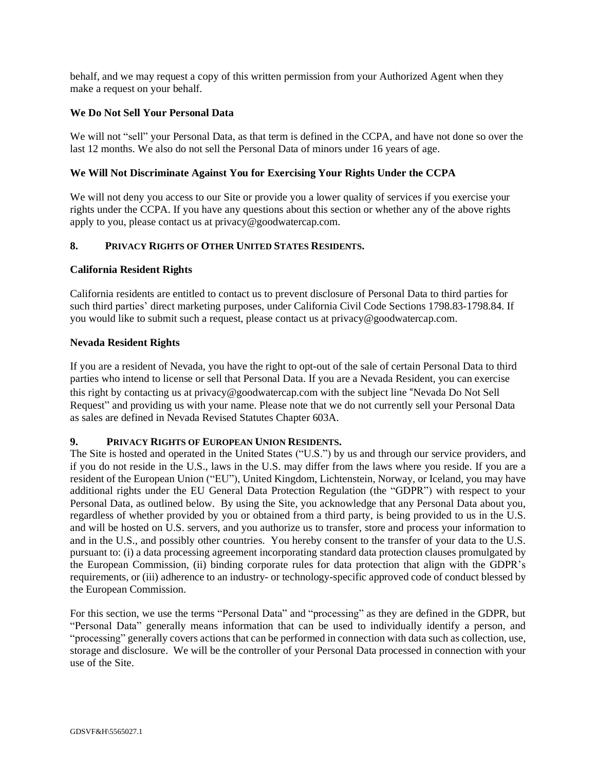behalf, and we may request a copy of this written permission from your Authorized Agent when they make a request on your behalf.

**We Do Not Sell Your Personal Data**

We will not "sell" your Personal Data, as that term is defined in the CCPA, and have not done so over the last 12 months. We also do not sell the Personal Data of minors under 16 years of age.

**We Will Not Discriminate Against You for Exercising Your Rights Under the CCPA**

We will not deny you access to our Site or provide you a lower quality of services if you exercise your rights under the CCPA. If you have any questions about this section or whether any of the above rights apply to you, please contact us at privacy@goodwatercap.com.

## 8. PRIVACY RIGHTS OF OTHER UNITED STATES RESIDENTS.

**California Resident Rights**

California residents are entitled to contact us to prevent disclosure of Personal Data to third parties for such third parties' direct marketing purposes, under California Civil Code Sections 1798.83-1798.84. If you would like to submit such a request, please contact us at privacy@goodwatercap.com.

**Nevada Resident Rights**

If you are a resident of Nevada, you have the right to opt-out of the sale of certain Personal Data to third parties who intend to license or sell that Personal Data. If you are a Nevada Resident, you can exercise this right by contacting us at privacy@goodwatercap.com with the subject line "Nevada Do Not Sell Request" and providing us with your name. Please note that we do not currently sell your Personal Data as sales are defined in Nevada Revised Statutes Chapter 603A.

## 9. PRIVACY RIGHTS OF EUROPEAN UNION RESIDENTS.

The Site is hosted and operated in the United States ("U.S.") by us and through our service providers, and if you do not reside in the U.S., laws in the U.S. may differ from the laws where you reside. If you are a resident of the European Union ("EU"), United Kingdom, Lichtenstein, Norway, or Iceland, you may have additional rights under the EU General Data Protection Regulation (the "GDPR") with respect to your Personal Data, as outlined below. By using the Site, you acknowledge that any Personal Data about you, regardless of whether provided by you or obtained from a third party, is being provided to us in the U.S. and will be hosted on U.S. servers, and you authorize us to transfer, store and process your information to and in the U.S., and possibly other countries. You hereby consent to the transfer of your data to the U.S. pursuant to: (i) a data processing agreement incorporating standard data protection clauses promulgated by the European Commission, (ii) binding corporate rules for data protection that align with the GDPR's requirements, or (iii) adherence to an industry- or technology-specific approved code of conduct blessed by the European Commission.

For this section, we use the terms "Personal Data" and "processing" as they are defined in the GDPR, but "Personal Data" generally means information that can be used to individually identify a person, and "processing" generally covers actions that can be performed in connection with data such as collection, use, storage and disclosure. We will be the controller of your Personal Data processed in connection with your use of the Site.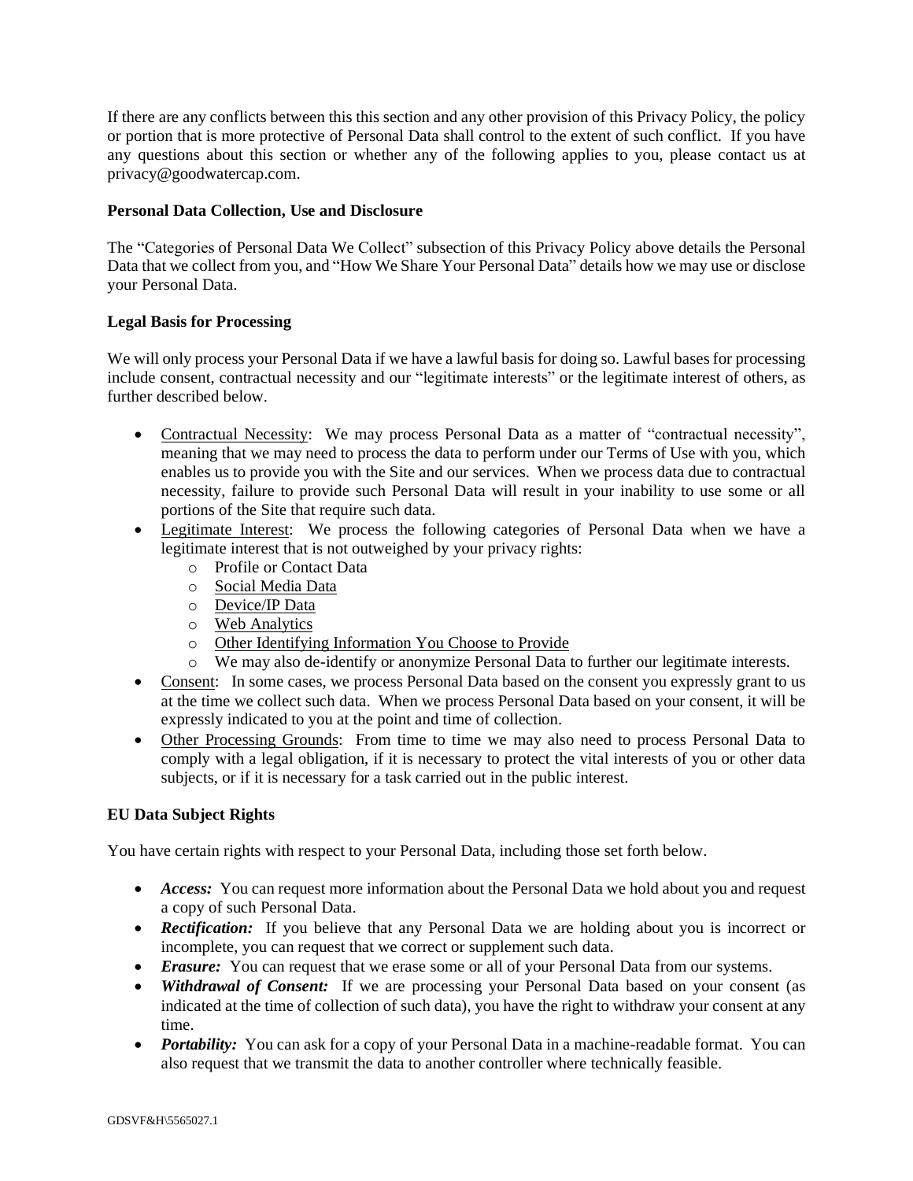If there are any conflicts between this this section and any other provision of this Privacy Policy, the policy or portion that is more protective of Personal Data shall control to the extent of such conflict. If you have any questions about this section or whether any of the following applies to you, please contact us at privacy@goodwatercap.com.

**Personal Data Collection, Use and Disclosure**

The "Categories of Personal Data We Collect" subsection of this Privacy Policy above details the Personal Data that we collect from you, and "How We Share Your Personal Data" details how we may use or disclose your Personal Data.

**Legal Basis for Processing**

We will only process your Personal Data if we have a lawful basis for doing so. Lawful bases for processing include consent, contractual necessity and our "legitimate interests" or the legitimate interest of others, as further described below.

- Contractual Necessity: We may process Personal Data as a matter of "contractual necessity", meaning that we may need to process the data to perform under our Terms of Use with you, which enables us to provide you with the Site and our services. When we process data due to contractual necessity, failure to provide such Personal Data will result in your inability to use some or all portions of the Site that require such data.
- Legitimate Interest: We process the following categories of Personal Data when we have a legitimate interest that is not outweighed by your privacy rights:
  - Profile or Contact Data
  - Social Media Data
  - Device/IP Data
  - Web Analytics
  - Other Identifying Information You Choose to Provide
  - We may also de-identify or anonymize Personal Data to further our legitimate interests.
- Consent: In some cases, we process Personal Data based on the consent you expressly grant to us at the time we collect such data. When we process Personal Data based on your consent, it will be expressly indicated to you at the point and time of collection.
- Other Processing Grounds: From time to time we may also need to process Personal Data to comply with a legal obligation, if it is necessary to protect the vital interests of you or other data subjects, or if it is necessary for a task carried out in the public interest.

**EU Data Subject Rights**

You have certain rights with respect to your Personal Data, including those set forth below.

- ***Access:*** You can request more information about the Personal Data we hold about you and request a copy of such Personal Data.
- ***Rectification:*** If you believe that any Personal Data we are holding about you is incorrect or incomplete, you can request that we correct or supplement such data.
- ***Erasure:*** You can request that we erase some or all of your Personal Data from our systems.
- ***Withdrawal of Consent:*** If we are processing your Personal Data based on your consent (as indicated at the time of collection of such data), you have the right to withdraw your consent at any time.
- ***Portability:*** You can ask for a copy of your Personal Data in a machine-readable format. You can also request that we transmit the data to another controller where technically feasible.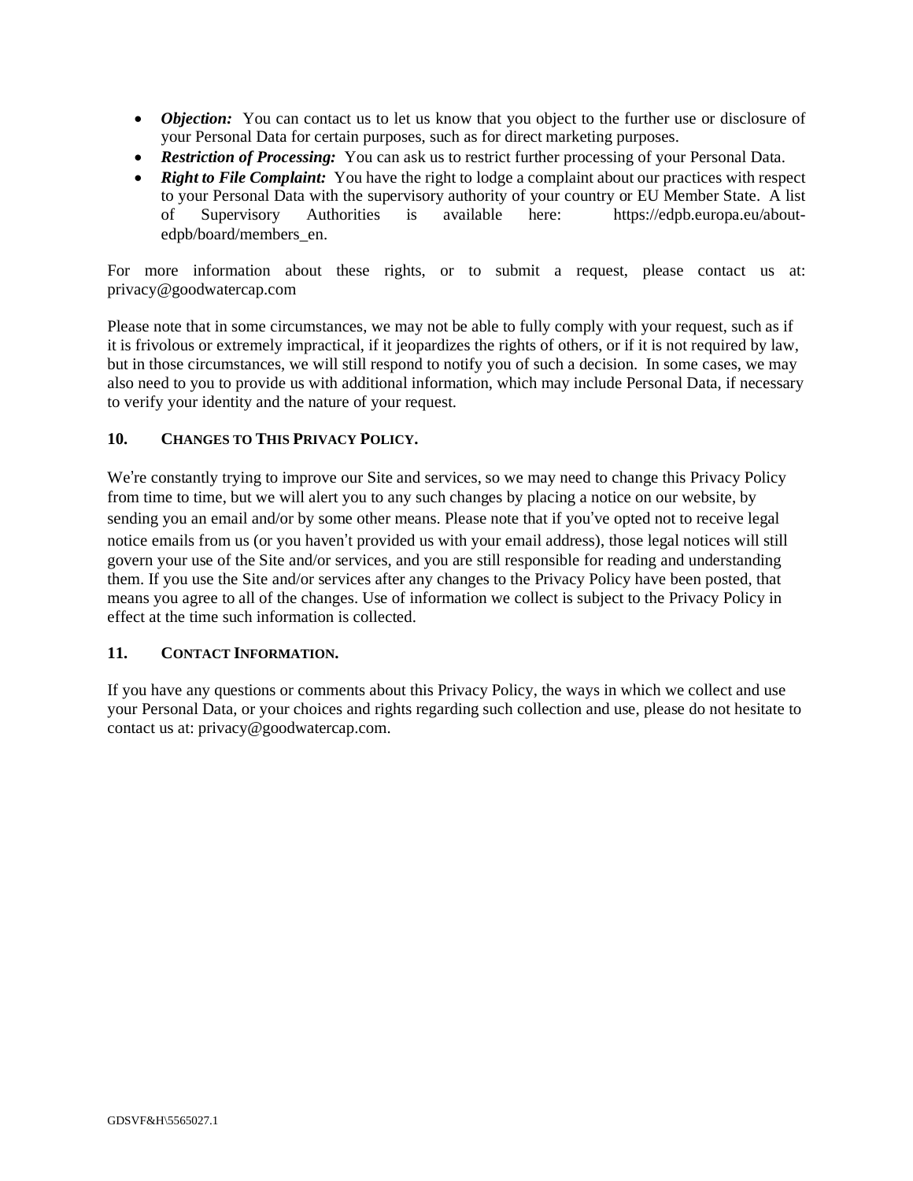- ***Objection:*** You can contact us to let us know that you object to the further use or disclosure of your Personal Data for certain purposes, such as for direct marketing purposes.
- ***Restriction of Processing:*** You can ask us to restrict further processing of your Personal Data.
- ***Right to File Complaint:*** You have the right to lodge a complaint about our practices with respect to your Personal Data with the supervisory authority of your country or EU Member State. A list of Supervisory Authorities is available here: https://edpb.europa.eu/about-edpb/board/members_en.

For more information about these rights, or to submit a request, please contact us at: privacy@goodwatercap.com

Please note that in some circumstances, we may not be able to fully comply with your request, such as if it is frivolous or extremely impractical, if it jeopardizes the rights of others, or if it is not required by law, but in those circumstances, we will still respond to notify you of such a decision. In some cases, we may also need to you to provide us with additional information, which may include Personal Data, if necessary to verify your identity and the nature of your request.

## 10. CHANGES TO THIS PRIVACY POLICY.

We're constantly trying to improve our Site and services, so we may need to change this Privacy Policy from time to time, but we will alert you to any such changes by placing a notice on our website, by sending you an email and/or by some other means. Please note that if you've opted not to receive legal notice emails from us (or you haven't provided us with your email address), those legal notices will still govern your use of the Site and/or services, and you are still responsible for reading and understanding them. If you use the Site and/or services after any changes to the Privacy Policy have been posted, that means you agree to all of the changes. Use of information we collect is subject to the Privacy Policy in effect at the time such information is collected.

## 11. CONTACT INFORMATION.

If you have any questions or comments about this Privacy Policy, the ways in which we collect and use your Personal Data, or your choices and rights regarding such collection and use, please do not hesitate to contact us at: privacy@goodwatercap.com.